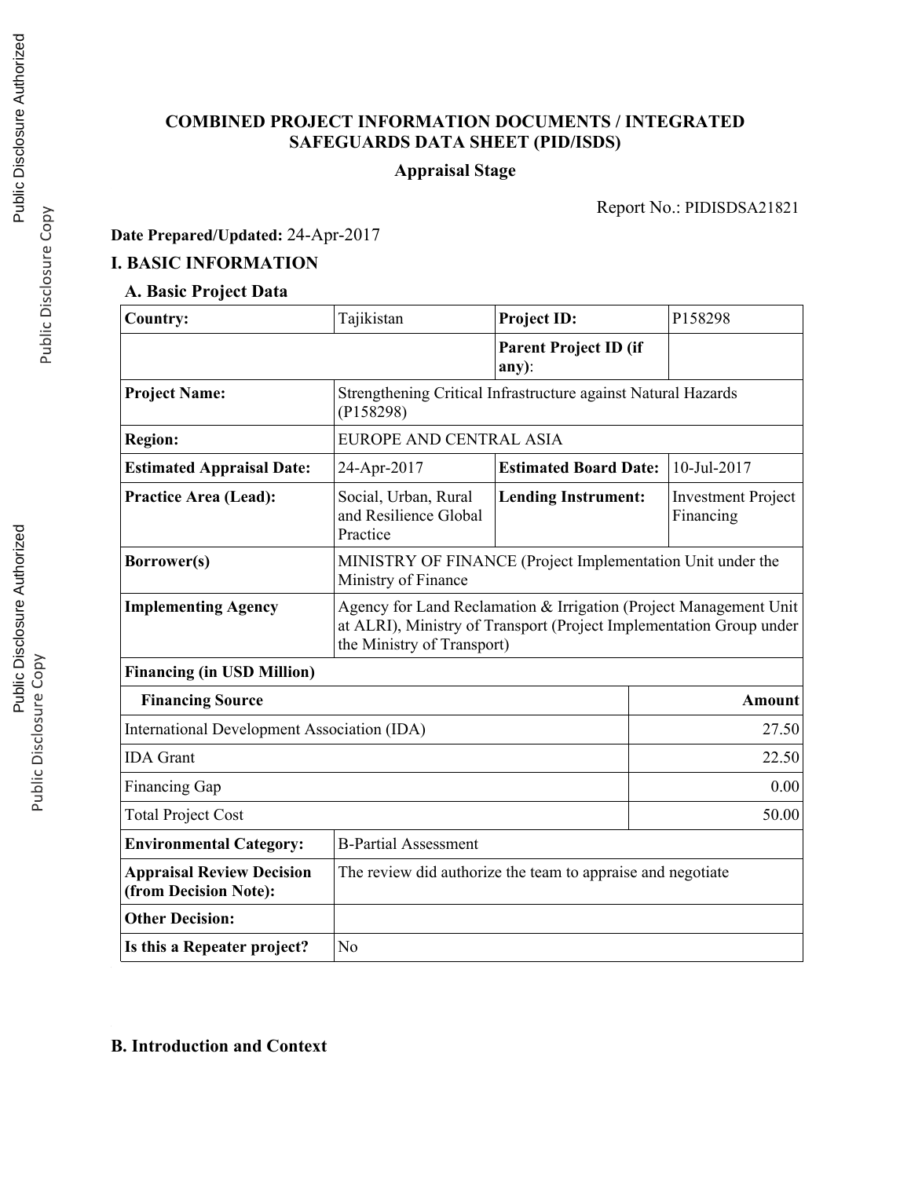# COMBINED PROJECT INFORMATION DOCUMENTS / INTEGRATED SAFEGUARDS DATA SHEET (PID/ISDS)

**Appraisal Stage**

Report No.: PIDISDSA21821

**Date Prepared/Updated:** 24-Apr-2017

## I. BASIC INFORMATION

### A. Basic Project Data

| | | | |
|---|---|---|---|
| **Country:** | Tajikistan | **Project ID:** | P158298 |
| | | **Parent Project ID (if any):** | |
| **Project Name:** | Strengthening Critical Infrastructure against Natural Hazards (P158298) | | |
| **Region:** | EUROPE AND CENTRAL ASIA | | |
| **Estimated Appraisal Date:** | 24-Apr-2017 | **Estimated Board Date:** | 10-Jul-2017 |
| **Practice Area (Lead):** | Social, Urban, Rural and Resilience Global Practice | **Lending Instrument:** | Investment Project Financing |
| **Borrower(s)** | MINISTRY OF FINANCE (Project Implementation Unit under the Ministry of Finance | | |
| **Implementing Agency** | Agency for Land Reclamation & Irrigation (Project Management Unit at ALRI), Ministry of Transport (Project Implementation Group under the Ministry of Transport) | | |

**Financing (in USD Million)**

| Financing Source | Amount |
|---|---|
| International Development Association (IDA) | 27.50 |
| IDA Grant | 22.50 |
| Financing Gap | 0.00 |
| Total Project Cost | 50.00 |

| | |
|---|---|
| **Environmental Category:** | B-Partial Assessment |
| **Appraisal Review Decision (from Decision Note):** | The review did authorize the team to appraise and negotiate |
| **Other Decision:** | |
| **Is this a Repeater project?** | No |

### B. Introduction and Context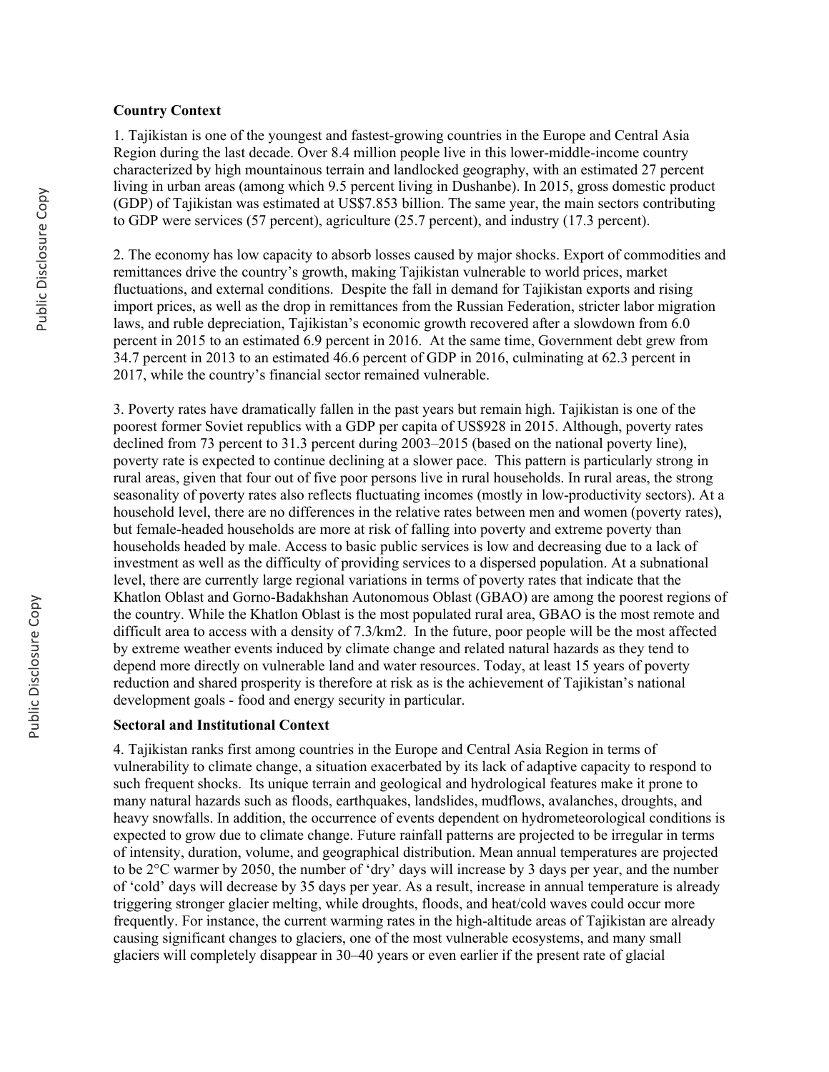**Country Context**

1. Tajikistan is one of the youngest and fastest-growing countries in the Europe and Central Asia Region during the last decade. Over 8.4 million people live in this lower-middle-income country characterized by high mountainous terrain and landlocked geography, with an estimated 27 percent living in urban areas (among which 9.5 percent living in Dushanbe). In 2015, gross domestic product (GDP) of Tajikistan was estimated at US$7.853 billion. The same year, the main sectors contributing to GDP were services (57 percent), agriculture (25.7 percent), and industry (17.3 percent).

2. The economy has low capacity to absorb losses caused by major shocks. Export of commodities and remittances drive the country's growth, making Tajikistan vulnerable to world prices, market fluctuations, and external conditions. Despite the fall in demand for Tajikistan exports and rising import prices, as well as the drop in remittances from the Russian Federation, stricter labor migration laws, and ruble depreciation, Tajikistan's economic growth recovered after a slowdown from 6.0 percent in 2015 to an estimated 6.9 percent in 2016. At the same time, Government debt grew from 34.7 percent in 2013 to an estimated 46.6 percent of GDP in 2016, culminating at 62.3 percent in 2017, while the country's financial sector remained vulnerable.

3. Poverty rates have dramatically fallen in the past years but remain high. Tajikistan is one of the poorest former Soviet republics with a GDP per capita of US$928 in 2015. Although, poverty rates declined from 73 percent to 31.3 percent during 2003–2015 (based on the national poverty line), poverty rate is expected to continue declining at a slower pace. This pattern is particularly strong in rural areas, given that four out of five poor persons live in rural households. In rural areas, the strong seasonality of poverty rates also reflects fluctuating incomes (mostly in low-productivity sectors). At a household level, there are no differences in the relative rates between men and women (poverty rates), but female-headed households are more at risk of falling into poverty and extreme poverty than households headed by male. Access to basic public services is low and decreasing due to a lack of investment as well as the difficulty of providing services to a dispersed population. At a subnational level, there are currently large regional variations in terms of poverty rates that indicate that the Khatlon Oblast and Gorno-Badakhshan Autonomous Oblast (GBAO) are among the poorest regions of the country. While the Khatlon Oblast is the most populated rural area, GBAO is the most remote and difficult area to access with a density of 7.3/km2. In the future, poor people will be the most affected by extreme weather events induced by climate change and related natural hazards as they tend to depend more directly on vulnerable land and water resources. Today, at least 15 years of poverty reduction and shared prosperity is therefore at risk as is the achievement of Tajikistan's national development goals - food and energy security in particular.

**Sectoral and Institutional Context**

4. Tajikistan ranks first among countries in the Europe and Central Asia Region in terms of vulnerability to climate change, a situation exacerbated by its lack of adaptive capacity to respond to such frequent shocks. Its unique terrain and geological and hydrological features make it prone to many natural hazards such as floods, earthquakes, landslides, mudflows, avalanches, droughts, and heavy snowfalls. In addition, the occurrence of events dependent on hydrometeorological conditions is expected to grow due to climate change. Future rainfall patterns are projected to be irregular in terms of intensity, duration, volume, and geographical distribution. Mean annual temperatures are projected to be 2°C warmer by 2050, the number of 'dry' days will increase by 3 days per year, and the number of 'cold' days will decrease by 35 days per year. As a result, increase in annual temperature is already triggering stronger glacier melting, while droughts, floods, and heat/cold waves could occur more frequently. For instance, the current warming rates in the high-altitude areas of Tajikistan are already causing significant changes to glaciers, one of the most vulnerable ecosystems, and many small glaciers will completely disappear in 30–40 years or even earlier if the present rate of glacial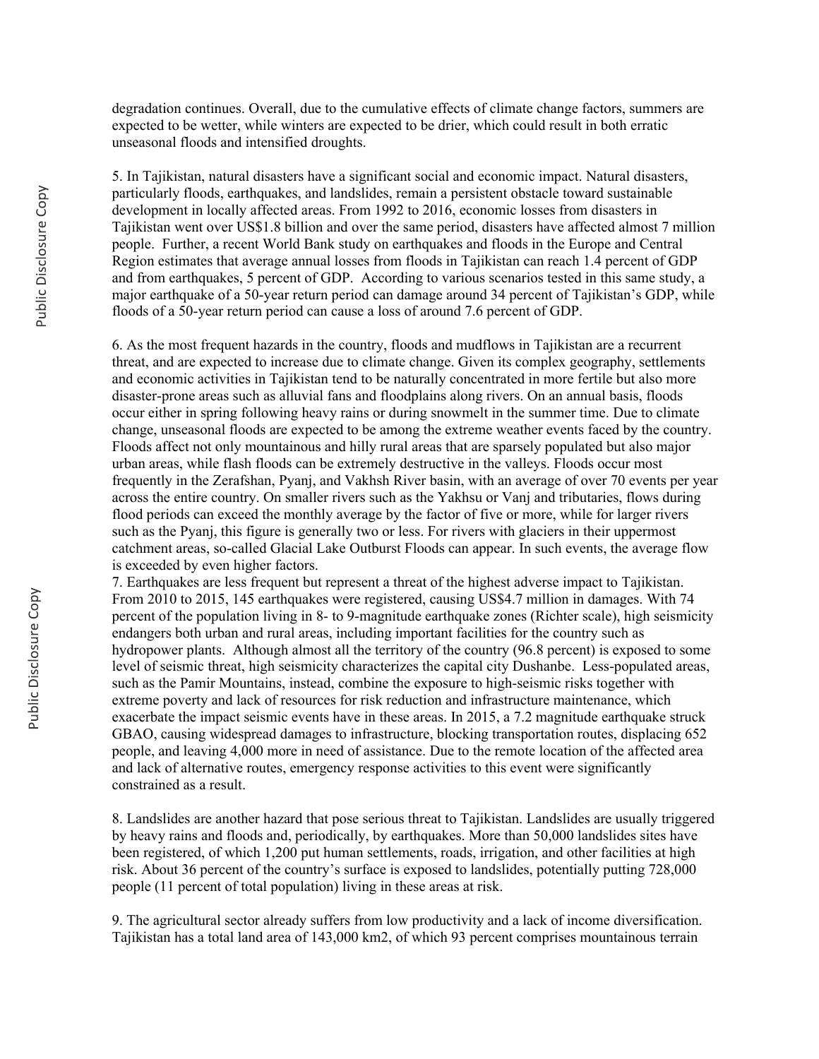degradation continues. Overall, due to the cumulative effects of climate change factors, summers are expected to be wetter, while winters are expected to be drier, which could result in both erratic unseasonal floods and intensified droughts.

5. In Tajikistan, natural disasters have a significant social and economic impact. Natural disasters, particularly floods, earthquakes, and landslides, remain a persistent obstacle toward sustainable development in locally affected areas. From 1992 to 2016, economic losses from disasters in Tajikistan went over US$1.8 billion and over the same period, disasters have affected almost 7 million people. Further, a recent World Bank study on earthquakes and floods in the Europe and Central Region estimates that average annual losses from floods in Tajikistan can reach 1.4 percent of GDP and from earthquakes, 5 percent of GDP. According to various scenarios tested in this same study, a major earthquake of a 50-year return period can damage around 34 percent of Tajikistan's GDP, while floods of a 50-year return period can cause a loss of around 7.6 percent of GDP.

6. As the most frequent hazards in the country, floods and mudflows in Tajikistan are a recurrent threat, and are expected to increase due to climate change. Given its complex geography, settlements and economic activities in Tajikistan tend to be naturally concentrated in more fertile but also more disaster-prone areas such as alluvial fans and floodplains along rivers. On an annual basis, floods occur either in spring following heavy rains or during snowmelt in the summer time. Due to climate change, unseasonal floods are expected to be among the extreme weather events faced by the country. Floods affect not only mountainous and hilly rural areas that are sparsely populated but also major urban areas, while flash floods can be extremely destructive in the valleys. Floods occur most frequently in the Zerafshan, Pyanj, and Vakhsh River basin, with an average of over 70 events per year across the entire country. On smaller rivers such as the Yakhsu or Vanj and tributaries, flows during flood periods can exceed the monthly average by the factor of five or more, while for larger rivers such as the Pyanj, this figure is generally two or less. For rivers with glaciers in their uppermost catchment areas, so-called Glacial Lake Outburst Floods can appear. In such events, the average flow is exceeded by even higher factors.

7. Earthquakes are less frequent but represent a threat of the highest adverse impact to Tajikistan. From 2010 to 2015, 145 earthquakes were registered, causing US$4.7 million in damages. With 74 percent of the population living in 8- to 9-magnitude earthquake zones (Richter scale), high seismicity endangers both urban and rural areas, including important facilities for the country such as hydropower plants. Although almost all the territory of the country (96.8 percent) is exposed to some level of seismic threat, high seismicity characterizes the capital city Dushanbe. Less-populated areas, such as the Pamir Mountains, instead, combine the exposure to high-seismic risks together with extreme poverty and lack of resources for risk reduction and infrastructure maintenance, which exacerbate the impact seismic events have in these areas. In 2015, a 7.2 magnitude earthquake struck GBAO, causing widespread damages to infrastructure, blocking transportation routes, displacing 652 people, and leaving 4,000 more in need of assistance. Due to the remote location of the affected area and lack of alternative routes, emergency response activities to this event were significantly constrained as a result.

8. Landslides are another hazard that pose serious threat to Tajikistan. Landslides are usually triggered by heavy rains and floods and, periodically, by earthquakes. More than 50,000 landslides sites have been registered, of which 1,200 put human settlements, roads, irrigation, and other facilities at high risk. About 36 percent of the country's surface is exposed to landslides, potentially putting 728,000 people (11 percent of total population) living in these areas at risk.

9. The agricultural sector already suffers from low productivity and a lack of income diversification. Tajikistan has a total land area of 143,000 km2, of which 93 percent comprises mountainous terrain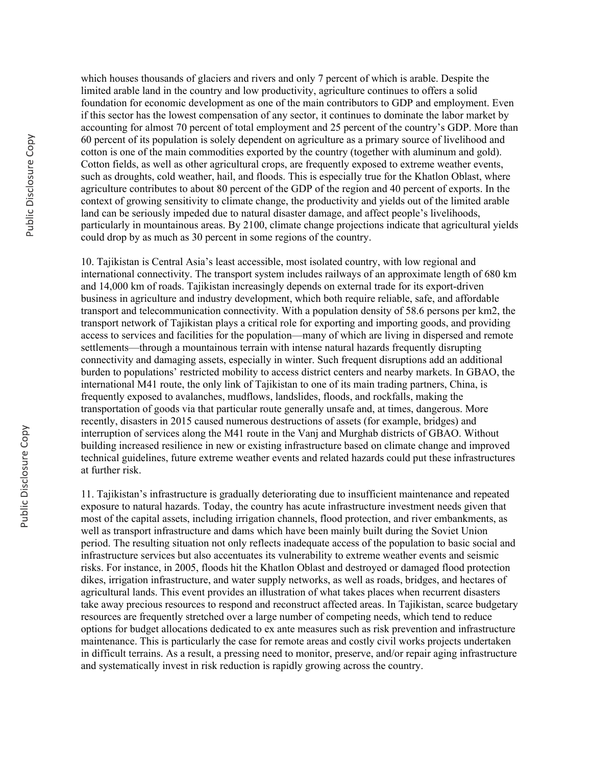which houses thousands of glaciers and rivers and only 7 percent of which is arable. Despite the limited arable land in the country and low productivity, agriculture continues to offers a solid foundation for economic development as one of the main contributors to GDP and employment. Even if this sector has the lowest compensation of any sector, it continues to dominate the labor market by accounting for almost 70 percent of total employment and 25 percent of the country's GDP. More than 60 percent of its population is solely dependent on agriculture as a primary source of livelihood and cotton is one of the main commodities exported by the country (together with aluminum and gold). Cotton fields, as well as other agricultural crops, are frequently exposed to extreme weather events, such as droughts, cold weather, hail, and floods. This is especially true for the Khatlon Oblast, where agriculture contributes to about 80 percent of the GDP of the region and 40 percent of exports. In the context of growing sensitivity to climate change, the productivity and yields out of the limited arable land can be seriously impeded due to natural disaster damage, and affect people's livelihoods, particularly in mountainous areas. By 2100, climate change projections indicate that agricultural yields could drop by as much as 30 percent in some regions of the country.

10. Tajikistan is Central Asia's least accessible, most isolated country, with low regional and international connectivity. The transport system includes railways of an approximate length of 680 km and 14,000 km of roads. Tajikistan increasingly depends on external trade for its export-driven business in agriculture and industry development, which both require reliable, safe, and affordable transport and telecommunication connectivity. With a population density of 58.6 persons per km2, the transport network of Tajikistan plays a critical role for exporting and importing goods, and providing access to services and facilities for the population—many of which are living in dispersed and remote settlements—through a mountainous terrain with intense natural hazards frequently disrupting connectivity and damaging assets, especially in winter. Such frequent disruptions add an additional burden to populations' restricted mobility to access district centers and nearby markets. In GBAO, the international M41 route, the only link of Tajikistan to one of its main trading partners, China, is frequently exposed to avalanches, mudflows, landslides, floods, and rockfalls, making the transportation of goods via that particular route generally unsafe and, at times, dangerous. More recently, disasters in 2015 caused numerous destructions of assets (for example, bridges) and interruption of services along the M41 route in the Vanj and Murghab districts of GBAO. Without building increased resilience in new or existing infrastructure based on climate change and improved technical guidelines, future extreme weather events and related hazards could put these infrastructures at further risk.

11. Tajikistan's infrastructure is gradually deteriorating due to insufficient maintenance and repeated exposure to natural hazards. Today, the country has acute infrastructure investment needs given that most of the capital assets, including irrigation channels, flood protection, and river embankments, as well as transport infrastructure and dams which have been mainly built during the Soviet Union period. The resulting situation not only reflects inadequate access of the population to basic social and infrastructure services but also accentuates its vulnerability to extreme weather events and seismic risks. For instance, in 2005, floods hit the Khatlon Oblast and destroyed or damaged flood protection dikes, irrigation infrastructure, and water supply networks, as well as roads, bridges, and hectares of agricultural lands. This event provides an illustration of what takes places when recurrent disasters take away precious resources to respond and reconstruct affected areas. In Tajikistan, scarce budgetary resources are frequently stretched over a large number of competing needs, which tend to reduce options for budget allocations dedicated to ex ante measures such as risk prevention and infrastructure maintenance. This is particularly the case for remote areas and costly civil works projects undertaken in difficult terrains. As a result, a pressing need to monitor, preserve, and/or repair aging infrastructure and systematically invest in risk reduction is rapidly growing across the country.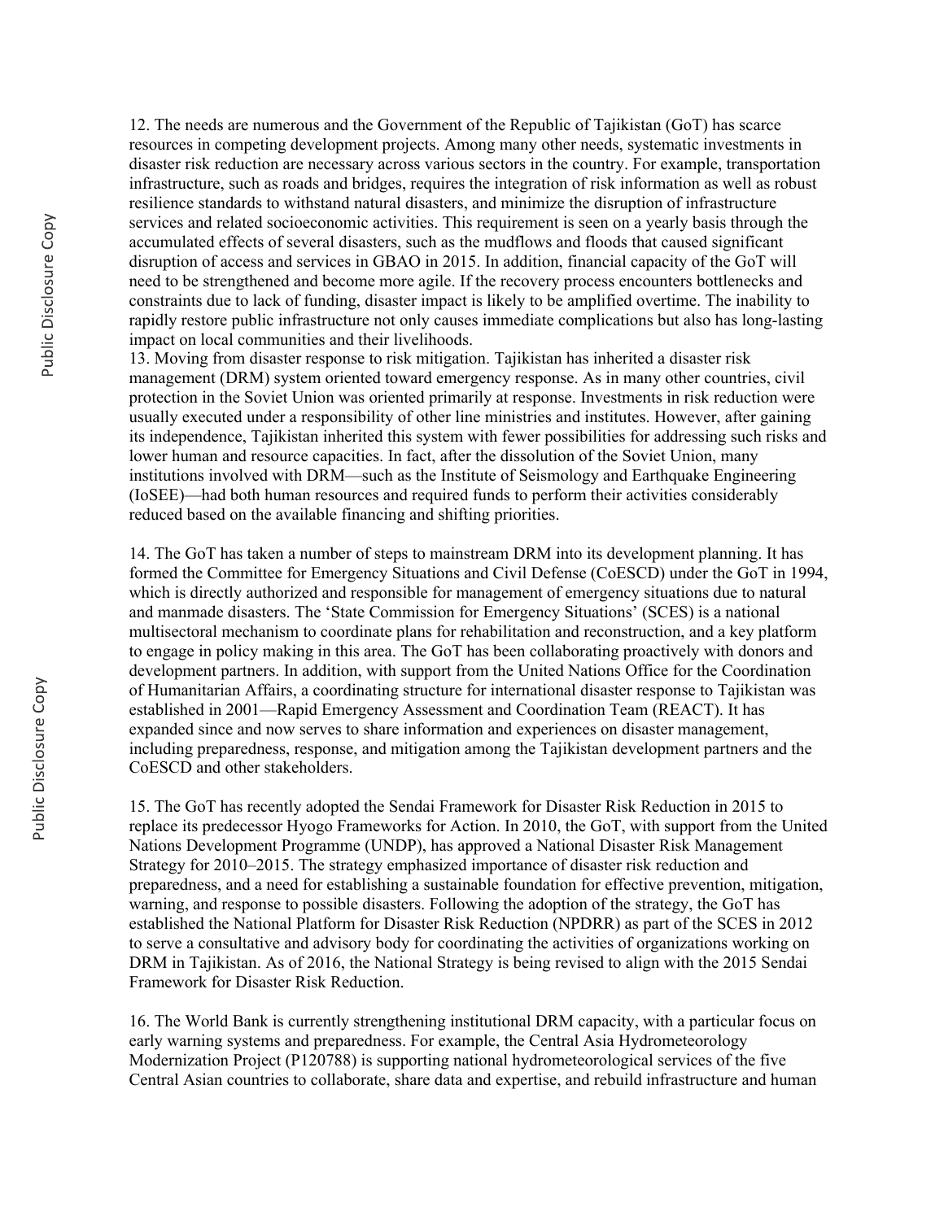12. The needs are numerous and the Government of the Republic of Tajikistan (GoT) has scarce resources in competing development projects. Among many other needs, systematic investments in disaster risk reduction are necessary across various sectors in the country. For example, transportation infrastructure, such as roads and bridges, requires the integration of risk information as well as robust resilience standards to withstand natural disasters, and minimize the disruption of infrastructure services and related socioeconomic activities. This requirement is seen on a yearly basis through the accumulated effects of several disasters, such as the mudflows and floods that caused significant disruption of access and services in GBAO in 2015. In addition, financial capacity of the GoT will need to be strengthened and become more agile. If the recovery process encounters bottlenecks and constraints due to lack of funding, disaster impact is likely to be amplified overtime. The inability to rapidly restore public infrastructure not only causes immediate complications but also has long-lasting impact on local communities and their livelihoods.

13. Moving from disaster response to risk mitigation. Tajikistan has inherited a disaster risk management (DRM) system oriented toward emergency response. As in many other countries, civil protection in the Soviet Union was oriented primarily at response. Investments in risk reduction were usually executed under a responsibility of other line ministries and institutes. However, after gaining its independence, Tajikistan inherited this system with fewer possibilities for addressing such risks and lower human and resource capacities. In fact, after the dissolution of the Soviet Union, many institutions involved with DRM—such as the Institute of Seismology and Earthquake Engineering (IoSEE)—had both human resources and required funds to perform their activities considerably reduced based on the available financing and shifting priorities.

14. The GoT has taken a number of steps to mainstream DRM into its development planning. It has formed the Committee for Emergency Situations and Civil Defense (CoESCD) under the GoT in 1994, which is directly authorized and responsible for management of emergency situations due to natural and manmade disasters. The 'State Commission for Emergency Situations' (SCES) is a national multisectoral mechanism to coordinate plans for rehabilitation and reconstruction, and a key platform to engage in policy making in this area. The GoT has been collaborating proactively with donors and development partners. In addition, with support from the United Nations Office for the Coordination of Humanitarian Affairs, a coordinating structure for international disaster response to Tajikistan was established in 2001—Rapid Emergency Assessment and Coordination Team (REACT). It has expanded since and now serves to share information and experiences on disaster management, including preparedness, response, and mitigation among the Tajikistan development partners and the CoESCD and other stakeholders.

15. The GoT has recently adopted the Sendai Framework for Disaster Risk Reduction in 2015 to replace its predecessor Hyogo Frameworks for Action. In 2010, the GoT, with support from the United Nations Development Programme (UNDP), has approved a National Disaster Risk Management Strategy for 2010–2015. The strategy emphasized importance of disaster risk reduction and preparedness, and a need for establishing a sustainable foundation for effective prevention, mitigation, warning, and response to possible disasters. Following the adoption of the strategy, the GoT has established the National Platform for Disaster Risk Reduction (NPDRR) as part of the SCES in 2012 to serve a consultative and advisory body for coordinating the activities of organizations working on DRM in Tajikistan. As of 2016, the National Strategy is being revised to align with the 2015 Sendai Framework for Disaster Risk Reduction.

16. The World Bank is currently strengthening institutional DRM capacity, with a particular focus on early warning systems and preparedness. For example, the Central Asia Hydrometeorology Modernization Project (P120788) is supporting national hydrometeorological services of the five Central Asian countries to collaborate, share data and expertise, and rebuild infrastructure and human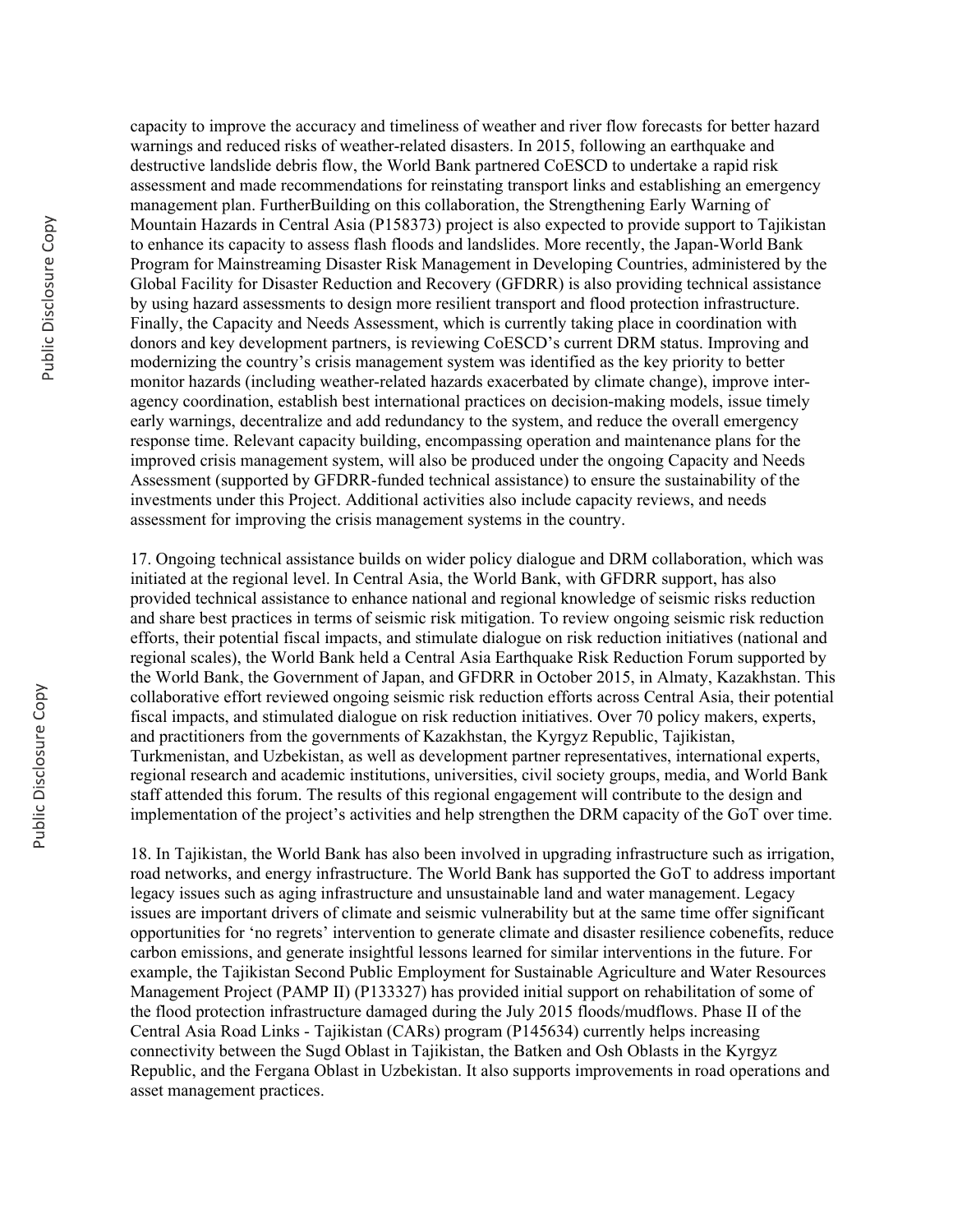capacity to improve the accuracy and timeliness of weather and river flow forecasts for better hazard warnings and reduced risks of weather-related disasters. In 2015, following an earthquake and destructive landslide debris flow, the World Bank partnered CoESCD to undertake a rapid risk assessment and made recommendations for reinstating transport links and establishing an emergency management plan. FurtherBuilding on this collaboration, the Strengthening Early Warning of Mountain Hazards in Central Asia (P158373) project is also expected to provide support to Tajikistan to enhance its capacity to assess flash floods and landslides. More recently, the Japan-World Bank Program for Mainstreaming Disaster Risk Management in Developing Countries, administered by the Global Facility for Disaster Reduction and Recovery (GFDRR) is also providing technical assistance by using hazard assessments to design more resilient transport and flood protection infrastructure. Finally, the Capacity and Needs Assessment, which is currently taking place in coordination with donors and key development partners, is reviewing CoESCD's current DRM status. Improving and modernizing the country's crisis management system was identified as the key priority to better monitor hazards (including weather-related hazards exacerbated by climate change), improve inter-agency coordination, establish best international practices on decision-making models, issue timely early warnings, decentralize and add redundancy to the system, and reduce the overall emergency response time. Relevant capacity building, encompassing operation and maintenance plans for the improved crisis management system, will also be produced under the ongoing Capacity and Needs Assessment (supported by GFDRR-funded technical assistance) to ensure the sustainability of the investments under this Project. Additional activities also include capacity reviews, and needs assessment for improving the crisis management systems in the country.

17. Ongoing technical assistance builds on wider policy dialogue and DRM collaboration, which was initiated at the regional level. In Central Asia, the World Bank, with GFDRR support, has also provided technical assistance to enhance national and regional knowledge of seismic risks reduction and share best practices in terms of seismic risk mitigation. To review ongoing seismic risk reduction efforts, their potential fiscal impacts, and stimulate dialogue on risk reduction initiatives (national and regional scales), the World Bank held a Central Asia Earthquake Risk Reduction Forum supported by the World Bank, the Government of Japan, and GFDRR in October 2015, in Almaty, Kazakhstan. This collaborative effort reviewed ongoing seismic risk reduction efforts across Central Asia, their potential fiscal impacts, and stimulated dialogue on risk reduction initiatives. Over 70 policy makers, experts, and practitioners from the governments of Kazakhstan, the Kyrgyz Republic, Tajikistan, Turkmenistan, and Uzbekistan, as well as development partner representatives, international experts, regional research and academic institutions, universities, civil society groups, media, and World Bank staff attended this forum. The results of this regional engagement will contribute to the design and implementation of the project's activities and help strengthen the DRM capacity of the GoT over time.

18. In Tajikistan, the World Bank has also been involved in upgrading infrastructure such as irrigation, road networks, and energy infrastructure. The World Bank has supported the GoT to address important legacy issues such as aging infrastructure and unsustainable land and water management. Legacy issues are important drivers of climate and seismic vulnerability but at the same time offer significant opportunities for 'no regrets' intervention to generate climate and disaster resilience cobenefits, reduce carbon emissions, and generate insightful lessons learned for similar interventions in the future. For example, the Tajikistan Second Public Employment for Sustainable Agriculture and Water Resources Management Project (PAMP II) (P133327) has provided initial support on rehabilitation of some of the flood protection infrastructure damaged during the July 2015 floods/mudflows. Phase II of the Central Asia Road Links - Tajikistan (CARs) program (P145634) currently helps increasing connectivity between the Sugd Oblast in Tajikistan, the Batken and Osh Oblasts in the Kyrgyz Republic, and the Fergana Oblast in Uzbekistan. It also supports improvements in road operations and asset management practices.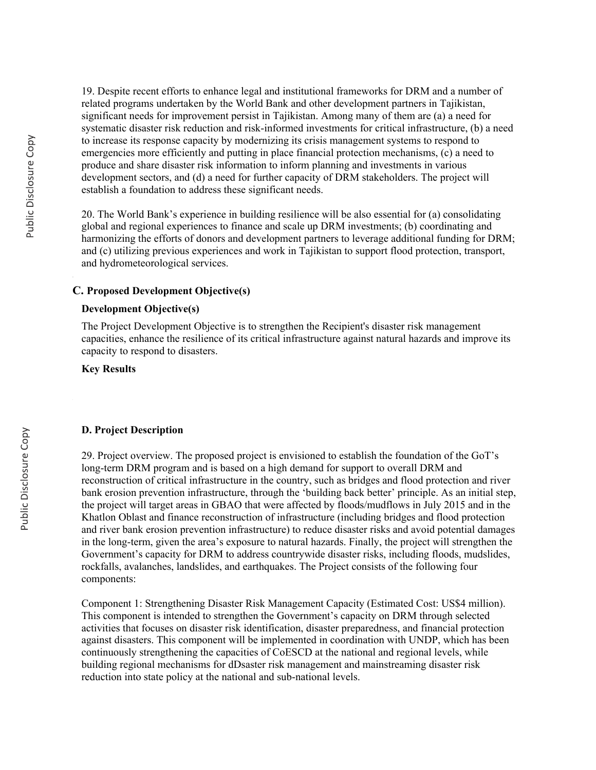19. Despite recent efforts to enhance legal and institutional frameworks for DRM and a number of related programs undertaken by the World Bank and other development partners in Tajikistan, significant needs for improvement persist in Tajikistan. Among many of them are (a) a need for systematic disaster risk reduction and risk-informed investments for critical infrastructure, (b) a need to increase its response capacity by modernizing its crisis management systems to respond to emergencies more efficiently and putting in place financial protection mechanisms, (c) a need to produce and share disaster risk information to inform planning and investments in various development sectors, and (d) a need for further capacity of DRM stakeholders. The project will establish a foundation to address these significant needs.

20. The World Bank's experience in building resilience will be also essential for (a) consolidating global and regional experiences to finance and scale up DRM investments; (b) coordinating and harmonizing the efforts of donors and development partners to leverage additional funding for DRM; and (c) utilizing previous experiences and work in Tajikistan to support flood protection, transport, and hydrometeorological services.

## C. Proposed Development Objective(s)

### Development Objective(s)

The Project Development Objective is to strengthen the Recipient's disaster risk management capacities, enhance the resilience of its critical infrastructure against natural hazards and improve its capacity to respond to disasters.

### Key Results

## D. Project Description

29. Project overview. The proposed project is envisioned to establish the foundation of the GoT's long-term DRM program and is based on a high demand for support to overall DRM and reconstruction of critical infrastructure in the country, such as bridges and flood protection and river bank erosion prevention infrastructure, through the 'building back better' principle. As an initial step, the project will target areas in GBAO that were affected by floods/mudflows in July 2015 and in the Khatlon Oblast and finance reconstruction of infrastructure (including bridges and flood protection and river bank erosion prevention infrastructure) to reduce disaster risks and avoid potential damages in the long-term, given the area's exposure to natural hazards. Finally, the project will strengthen the Government's capacity for DRM to address countrywide disaster risks, including floods, mudslides, rockfalls, avalanches, landslides, and earthquakes. The Project consists of the following four components:

Component 1: Strengthening Disaster Risk Management Capacity (Estimated Cost: US$4 million). This component is intended to strengthen the Government's capacity on DRM through selected activities that focuses on disaster risk identification, disaster preparedness, and financial protection against disasters. This component will be implemented in coordination with UNDP, which has been continuously strengthening the capacities of CoESCD at the national and regional levels, while building regional mechanisms for dDsaster risk management and mainstreaming disaster risk reduction into state policy at the national and sub-national levels.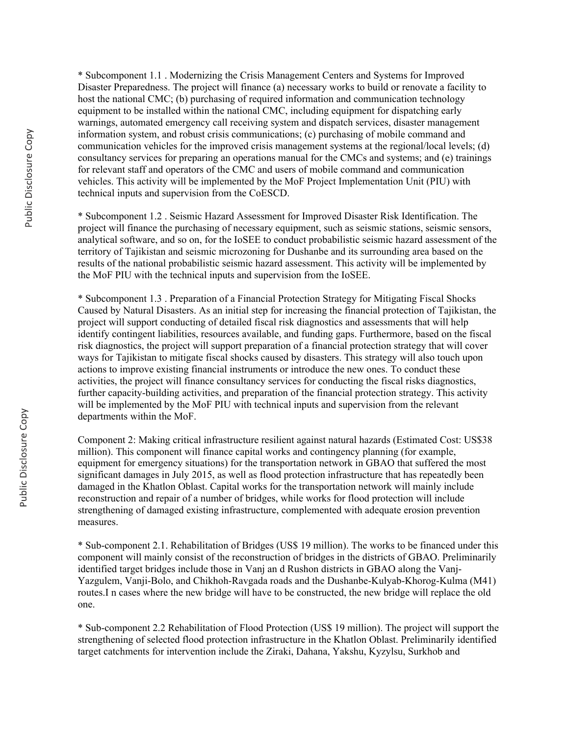* Subcomponent 1.1 . Modernizing the Crisis Management Centers and Systems for Improved Disaster Preparedness. The project will finance (a) necessary works to build or renovate a facility to host the national CMC; (b) purchasing of required information and communication technology equipment to be installed within the national CMC, including equipment for dispatching early warnings, automated emergency call receiving system and dispatch services, disaster management information system, and robust crisis communications; (c) purchasing of mobile command and communication vehicles for the improved crisis management systems at the regional/local levels; (d) consultancy services for preparing an operations manual for the CMCs and systems; and (e) trainings for relevant staff and operators of the CMC and users of mobile command and communication vehicles. This activity will be implemented by the MoF Project Implementation Unit (PIU) with technical inputs and supervision from the CoESCD.

* Subcomponent 1.2 . Seismic Hazard Assessment for Improved Disaster Risk Identification. The project will finance the purchasing of necessary equipment, such as seismic stations, seismic sensors, analytical software, and so on, for the IoSEE to conduct probabilistic seismic hazard assessment of the territory of Tajikistan and seismic microzoning for Dushanbe and its surrounding area based on the results of the national probabilistic seismic hazard assessment. This activity will be implemented by the MoF PIU with the technical inputs and supervision from the IoSEE.

* Subcomponent 1.3 . Preparation of a Financial Protection Strategy for Mitigating Fiscal Shocks Caused by Natural Disasters. As an initial step for increasing the financial protection of Tajikistan, the project will support conducting of detailed fiscal risk diagnostics and assessments that will help identify contingent liabilities, resources available, and funding gaps. Furthermore, based on the fiscal risk diagnostics, the project will support preparation of a financial protection strategy that will cover ways for Tajikistan to mitigate fiscal shocks caused by disasters. This strategy will also touch upon actions to improve existing financial instruments or introduce the new ones. To conduct these activities, the project will finance consultancy services for conducting the fiscal risks diagnostics, further capacity-building activities, and preparation of the financial protection strategy. This activity will be implemented by the MoF PIU with technical inputs and supervision from the relevant departments within the MoF.

Component 2: Making critical infrastructure resilient against natural hazards (Estimated Cost: US$38 million). This component will finance capital works and contingency planning (for example, equipment for emergency situations) for the transportation network in GBAO that suffered the most significant damages in July 2015, as well as flood protection infrastructure that has repeatedly been damaged in the Khatlon Oblast. Capital works for the transportation network will mainly include reconstruction and repair of a number of bridges, while works for flood protection will include strengthening of damaged existing infrastructure, complemented with adequate erosion prevention measures.

* Sub-component 2.1. Rehabilitation of Bridges (US$ 19 million). The works to be financed under this component will mainly consist of the reconstruction of bridges in the districts of GBAO. Preliminarily identified target bridges include those in Vanj an d Rushon districts in GBAO along the Vanj-Yazgulem, Vanji-Bolo, and Chikhoh-Ravgada roads and the Dushanbe-Kulyab-Khorog-Kulma (M41) routes.I n cases where the new bridge will have to be constructed, the new bridge will replace the old one.

* Sub-component 2.2 Rehabilitation of Flood Protection (US$ 19 million). The project will support the strengthening of selected flood protection infrastructure in the Khatlon Oblast. Preliminarily identified target catchments for intervention include the Ziraki, Dahana, Yakshu, Kyzylsu, Surkhob and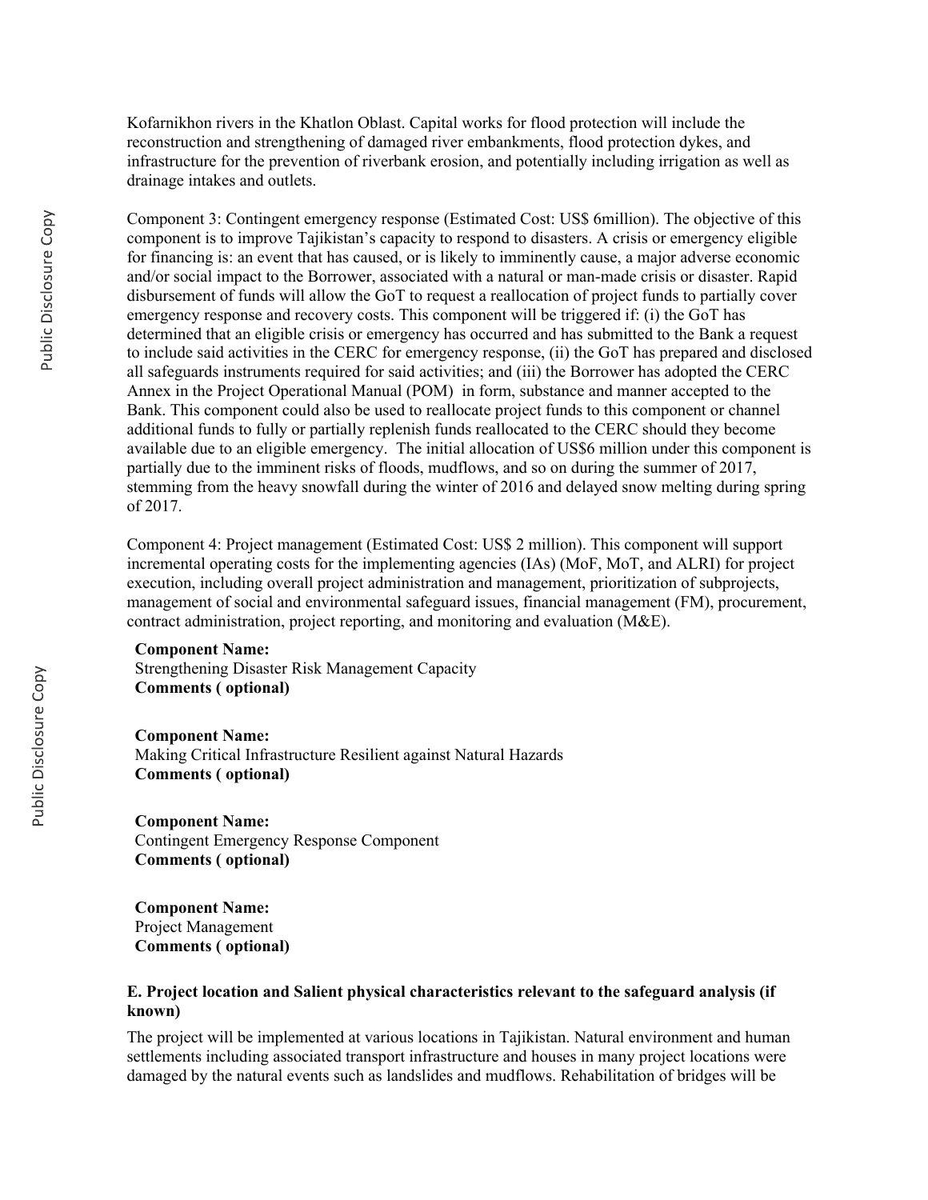Kofarnikhon rivers in the Khatlon Oblast. Capital works for flood protection will include the reconstruction and strengthening of damaged river embankments, flood protection dykes, and infrastructure for the prevention of riverbank erosion, and potentially including irrigation as well as drainage intakes and outlets.

Component 3: Contingent emergency response (Estimated Cost: US$ 6million). The objective of this component is to improve Tajikistan's capacity to respond to disasters. A crisis or emergency eligible for financing is: an event that has caused, or is likely to imminently cause, a major adverse economic and/or social impact to the Borrower, associated with a natural or man-made crisis or disaster. Rapid disbursement of funds will allow the GoT to request a reallocation of project funds to partially cover emergency response and recovery costs. This component will be triggered if: (i) the GoT has determined that an eligible crisis or emergency has occurred and has submitted to the Bank a request to include said activities in the CERC for emergency response, (ii) the GoT has prepared and disclosed all safeguards instruments required for said activities; and (iii) the Borrower has adopted the CERC Annex in the Project Operational Manual (POM) in form, substance and manner accepted to the Bank. This component could also be used to reallocate project funds to this component or channel additional funds to fully or partially replenish funds reallocated to the CERC should they become available due to an eligible emergency. The initial allocation of US$6 million under this component is partially due to the imminent risks of floods, mudflows, and so on during the summer of 2017, stemming from the heavy snowfall during the winter of 2016 and delayed snow melting during spring of 2017.

Component 4: Project management (Estimated Cost: US$ 2 million). This component will support incremental operating costs for the implementing agencies (IAs) (MoF, MoT, and ALRI) for project execution, including overall project administration and management, prioritization of subprojects, management of social and environmental safeguard issues, financial management (FM), procurement, contract administration, project reporting, and monitoring and evaluation (M&E).

**Component Name:**
Strengthening Disaster Risk Management Capacity
**Comments ( optional)**

**Component Name:**
Making Critical Infrastructure Resilient against Natural Hazards
**Comments ( optional)**

**Component Name:**
Contingent Emergency Response Component
**Comments ( optional)**

**Component Name:**
Project Management
**Comments ( optional)**

**E. Project location and Salient physical characteristics relevant to the safeguard analysis (if known)**

The project will be implemented at various locations in Tajikistan. Natural environment and human settlements including associated transport infrastructure and houses in many project locations were damaged by the natural events such as landslides and mudflows. Rehabilitation of bridges will be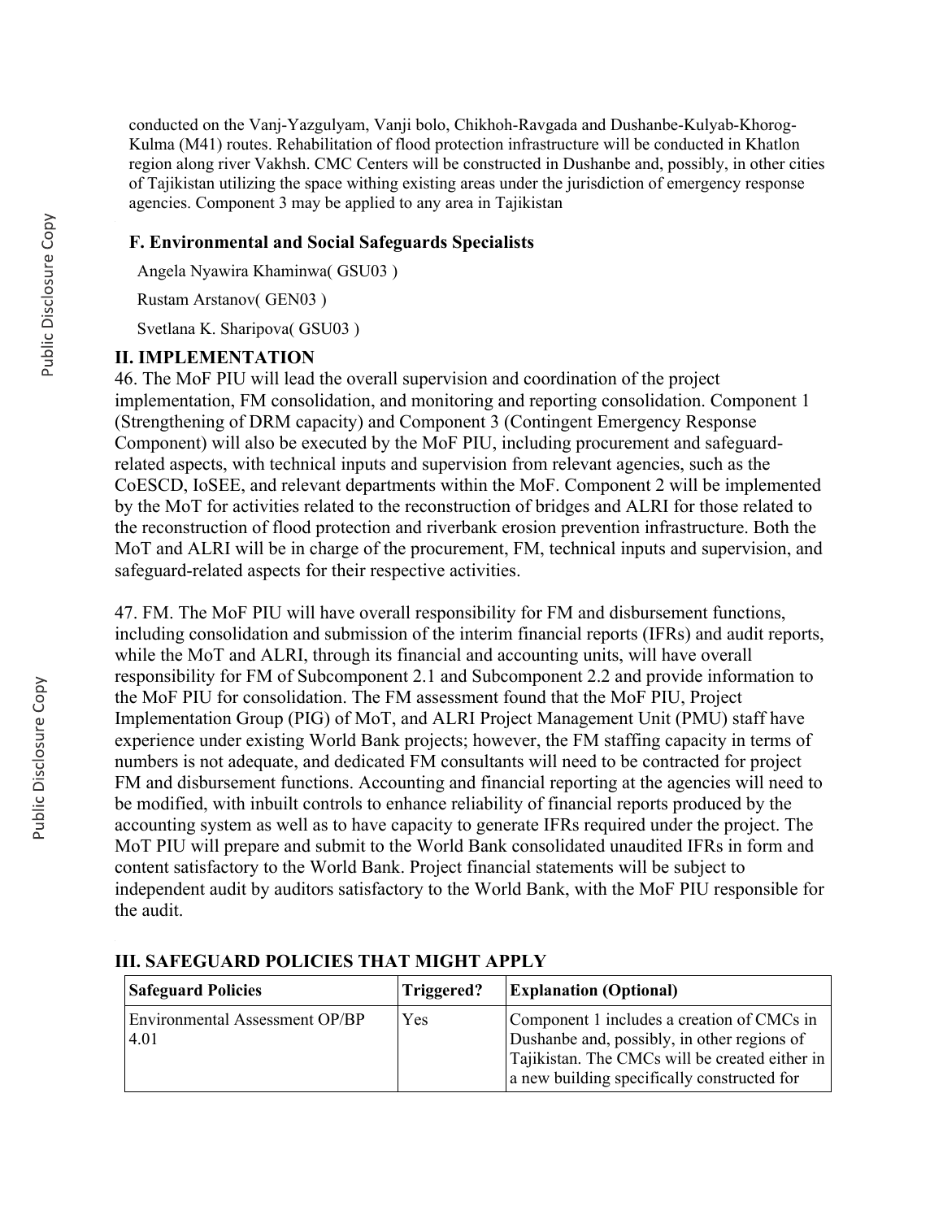conducted on the Vanj-Yazgulyam, Vanji bolo, Chikhoh-Ravgada and Dushanbe-Kulyab-Khorog-Kulma (M41) routes. Rehabilitation of flood protection infrastructure will be conducted in Khatlon region along river Vakhsh. CMC Centers will be constructed in Dushanbe and, possibly, in other cities of Tajikistan utilizing the space withing existing areas under the jurisdiction of emergency response agencies. Component 3 may be applied to any area in Tajikistan

### F. Environmental and Social Safeguards Specialists

Angela Nyawira Khaminwa( GSU03 )

Rustam Arstanov( GEN03 )

Svetlana K. Sharipova( GSU03 )

## II. IMPLEMENTATION

46. The MoF PIU will lead the overall supervision and coordination of the project implementation, FM consolidation, and monitoring and reporting consolidation. Component 1 (Strengthening of DRM capacity) and Component 3 (Contingent Emergency Response Component) will also be executed by the MoF PIU, including procurement and safeguard-related aspects, with technical inputs and supervision from relevant agencies, such as the CoESCD, IoSEE, and relevant departments within the MoF. Component 2 will be implemented by the MoT for activities related to the reconstruction of bridges and ALRI for those related to the reconstruction of flood protection and riverbank erosion prevention infrastructure. Both the MoT and ALRI will be in charge of the procurement, FM, technical inputs and supervision, and safeguard-related aspects for their respective activities.

47. FM. The MoF PIU will have overall responsibility for FM and disbursement functions, including consolidation and submission of the interim financial reports (IFRs) and audit reports, while the MoT and ALRI, through its financial and accounting units, will have overall responsibility for FM of Subcomponent 2.1 and Subcomponent 2.2 and provide information to the MoF PIU for consolidation. The FM assessment found that the MoF PIU, Project Implementation Group (PIG) of MoT, and ALRI Project Management Unit (PMU) staff have experience under existing World Bank projects; however, the FM staffing capacity in terms of numbers is not adequate, and dedicated FM consultants will need to be contracted for project FM and disbursement functions. Accounting and financial reporting at the agencies will need to be modified, with inbuilt controls to enhance reliability of financial reports produced by the accounting system as well as to have capacity to generate IFRs required under the project. The MoT PIU will prepare and submit to the World Bank consolidated unaudited IFRs in form and content satisfactory to the World Bank. Project financial statements will be subject to independent audit by auditors satisfactory to the World Bank, with the MoF PIU responsible for the audit.

## III. SAFEGUARD POLICIES THAT MIGHT APPLY

| Safeguard Policies | Triggered? | Explanation (Optional) |
|---|---|---|
| Environmental Assessment OP/BP 4.01 | Yes | Component 1 includes a creation of CMCs in Dushanbe and, possibly, in other regions of Tajikistan. The CMCs will be created either in a new building specifically constructed for |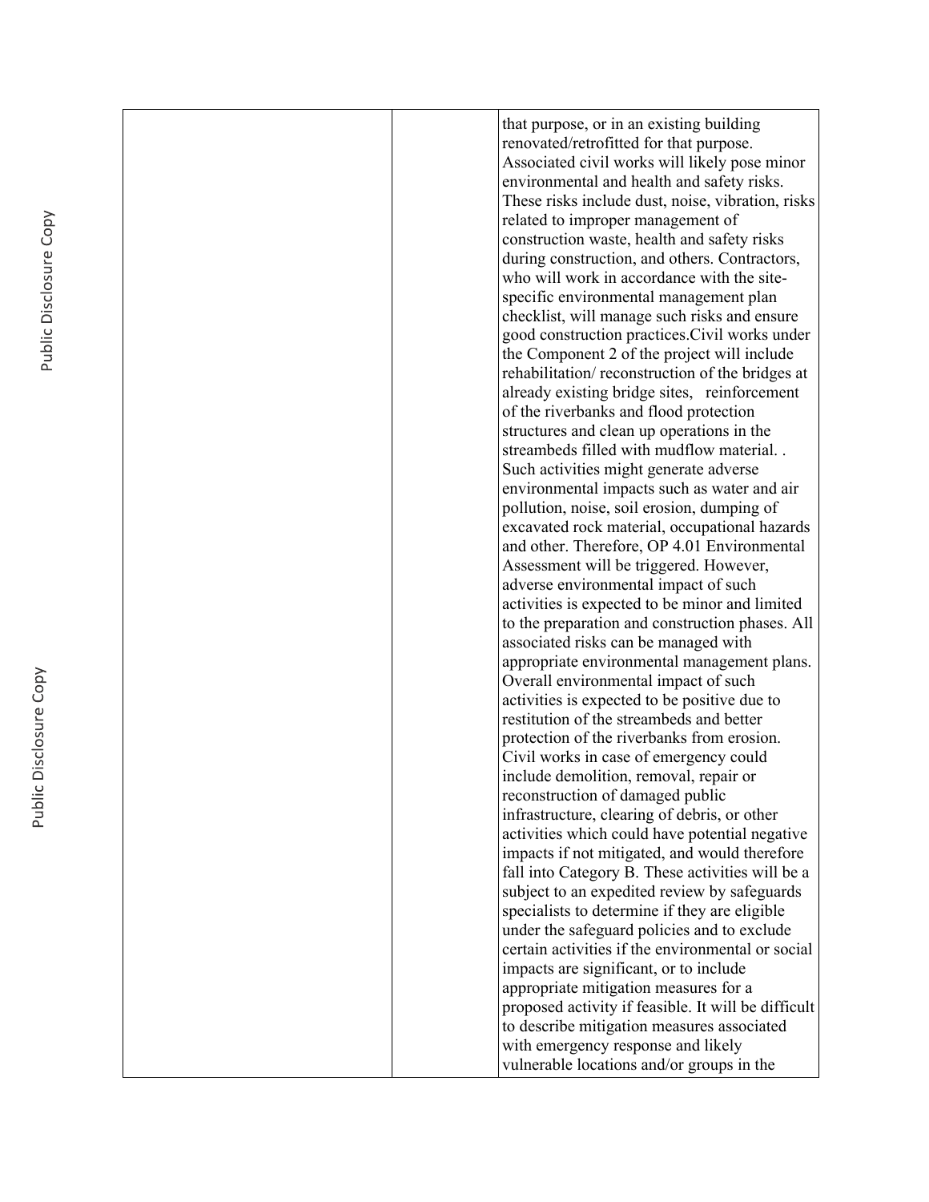| | | |
|---|---|---|
| | | that purpose, or in an existing building renovated/retrofitted for that purpose. Associated civil works will likely pose minor environmental and health and safety risks. These risks include dust, noise, vibration, risks related to improper management of construction waste, health and safety risks during construction, and others. Contractors, who will work in accordance with the site-specific environmental management plan checklist, will manage such risks and ensure good construction practices.Civil works under the Component 2 of the project will include rehabilitation/ reconstruction of the bridges at already existing bridge sites, reinforcement of the riverbanks and flood protection structures and clean up operations in the streambeds filled with mudflow material. . Such activities might generate adverse environmental impacts such as water and air pollution, noise, soil erosion, dumping of excavated rock material, occupational hazards and other. Therefore, OP 4.01 Environmental Assessment will be triggered. However, adverse environmental impact of such activities is expected to be minor and limited to the preparation and construction phases. All associated risks can be managed with appropriate environmental management plans. Overall environmental impact of such activities is expected to be positive due to restitution of the streambeds and better protection of the riverbanks from erosion. Civil works in case of emergency could include demolition, removal, repair or reconstruction of damaged public infrastructure, clearing of debris, or other activities which could have potential negative impacts if not mitigated, and would therefore fall into Category B. These activities will be a subject to an expedited review by safeguards specialists to determine if they are eligible under the safeguard policies and to exclude certain activities if the environmental or social impacts are significant, or to include appropriate mitigation measures for a proposed activity if feasible. It will be difficult to describe mitigation measures associated with emergency response and likely vulnerable locations and/or groups in the |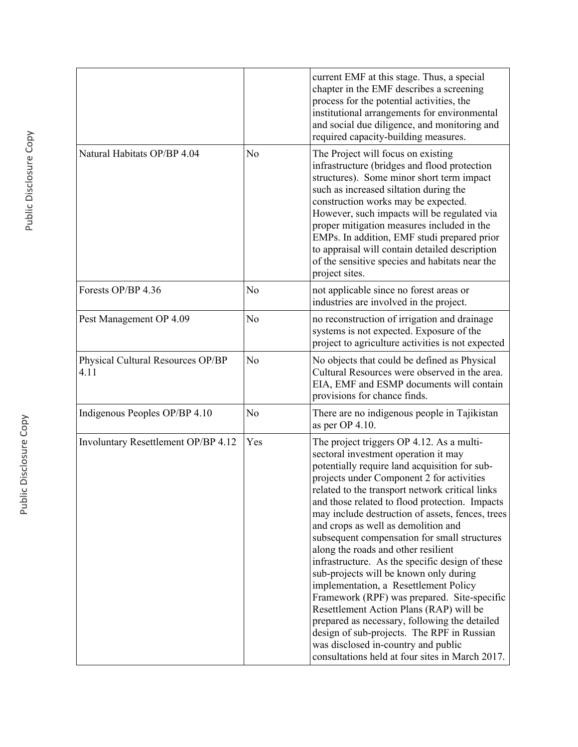| | | |
|---|---|---|
| | | current EMF at this stage. Thus, a special chapter in the EMF describes a screening process for the potential activities, the institutional arrangements for environmental and social due diligence, and monitoring and required capacity-building measures. |
| Natural Habitats OP/BP 4.04 | No | The Project will focus on existing infrastructure (bridges and flood protection structures). Some minor short term impact such as increased siltation during the construction works may be expected. However, such impacts will be regulated via proper mitigation measures included in the EMPs. In addition, EMF studi prepared prior to appraisal will contain detailed description of the sensitive species and habitats near the project sites. |
| Forests OP/BP 4.36 | No | not applicable since no forest areas or industries are involved in the project. |
| Pest Management OP 4.09 | No | no reconstruction of irrigation and drainage systems is not expected. Exposure of the project to agriculture activities is not expected |
| Physical Cultural Resources OP/BP 4.11 | No | No objects that could be defined as Physical Cultural Resources were observed in the area. EIA, EMF and ESMP documents will contain provisions for chance finds. |
| Indigenous Peoples OP/BP 4.10 | No | There are no indigenous people in Tajikistan as per OP 4.10. |
| Involuntary Resettlement OP/BP 4.12 | Yes | The project triggers OP 4.12. As a multi-sectoral investment operation it may potentially require land acquisition for sub-projects under Component 2 for activities related to the transport network critical links and those related to flood protection. Impacts may include destruction of assets, fences, trees and crops as well as demolition and subsequent compensation for small structures along the roads and other resilient infrastructure. As the specific design of these sub-projects will be known only during implementation, a Resettlement Policy Framework (RPF) was prepared. Site-specific Resettlement Action Plans (RAP) will be prepared as necessary, following the detailed design of sub-projects. The RPF in Russian was disclosed in-country and public consultations held at four sites in March 2017. |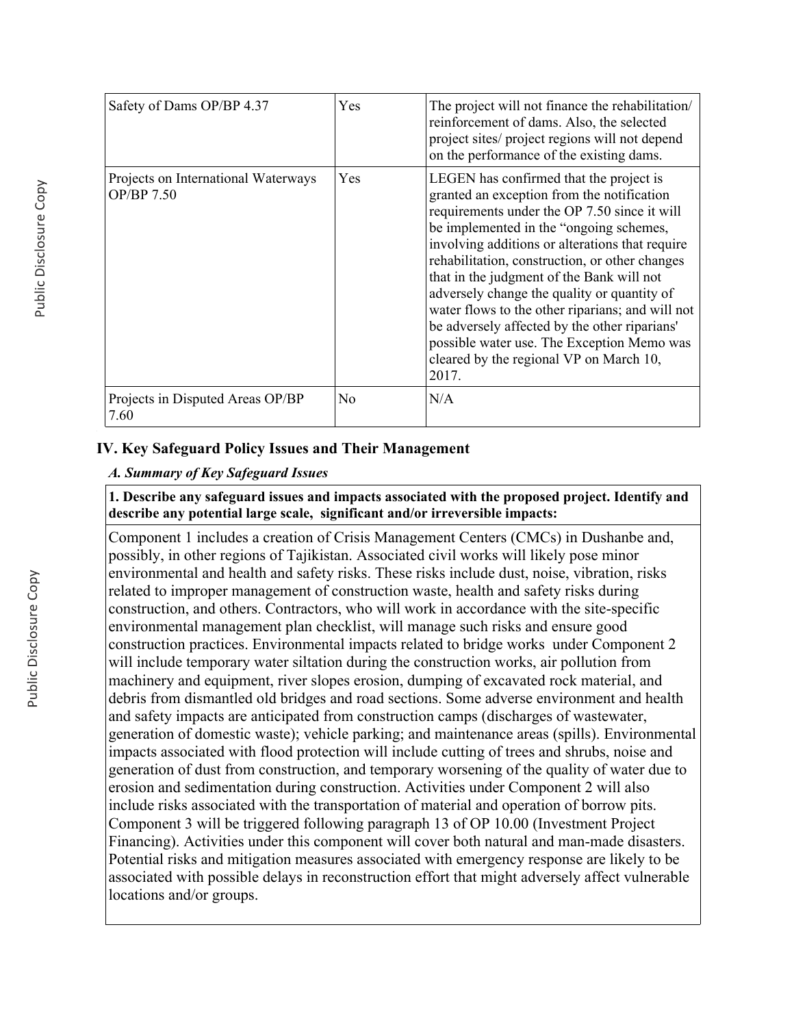| Safety of Dams OP/BP 4.37 | Yes | The project will not finance the rehabilitation/ reinforcement of dams. Also, the selected project sites/ project regions will not depend on the performance of the existing dams. |
|---|---|---|
| Projects on International Waterways OP/BP 7.50 | Yes | LEGEN has confirmed that the project is granted an exception from the notification requirements under the OP 7.50 since it will be implemented in the "ongoing schemes, involving additions or alterations that require rehabilitation, construction, or other changes that in the judgment of the Bank will not adversely change the quality or quantity of water flows to the other riparians; and will not be adversely affected by the other riparians' possible water use. The Exception Memo was cleared by the regional VP on March 10, 2017. |
| Projects in Disputed Areas OP/BP 7.60 | No | N/A |

## IV. Key Safeguard Policy Issues and Their Management

### *A. Summary of Key Safeguard Issues*

**1. Describe any safeguard issues and impacts associated with the proposed project. Identify and describe any potential large scale, significant and/or irreversible impacts:**

Component 1 includes a creation of Crisis Management Centers (CMCs) in Dushanbe and, possibly, in other regions of Tajikistan. Associated civil works will likely pose minor environmental and health and safety risks. These risks include dust, noise, vibration, risks related to improper management of construction waste, health and safety risks during construction, and others. Contractors, who will work in accordance with the site-specific environmental management plan checklist, will manage such risks and ensure good construction practices. Environmental impacts related to bridge works under Component 2 will include temporary water siltation during the construction works, air pollution from machinery and equipment, river slopes erosion, dumping of excavated rock material, and debris from dismantled old bridges and road sections. Some adverse environment and health and safety impacts are anticipated from construction camps (discharges of wastewater, generation of domestic waste); vehicle parking; and maintenance areas (spills). Environmental impacts associated with flood protection will include cutting of trees and shrubs, noise and generation of dust from construction, and temporary worsening of the quality of water due to erosion and sedimentation during construction. Activities under Component 2 will also include risks associated with the transportation of material and operation of borrow pits. Component 3 will be triggered following paragraph 13 of OP 10.00 (Investment Project Financing). Activities under this component will cover both natural and man-made disasters. Potential risks and mitigation measures associated with emergency response are likely to be associated with possible delays in reconstruction effort that might adversely affect vulnerable locations and/or groups.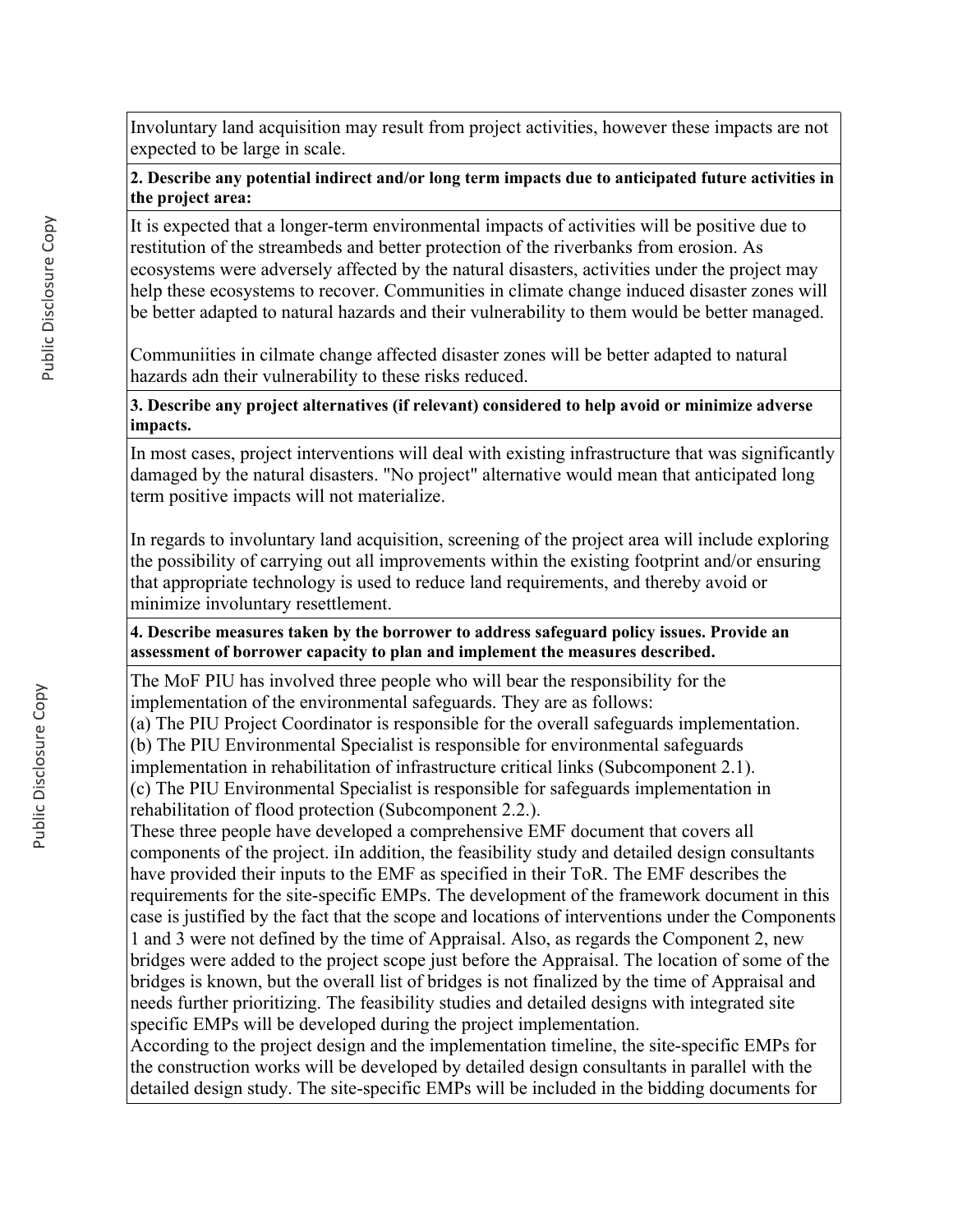Involuntary land acquisition may result from project activities, however these impacts are not expected to be large in scale.

**2. Describe any potential indirect and/or long term impacts due to anticipated future activities in the project area:**

It is expected that a longer-term environmental impacts of activities will be positive due to restitution of the streambeds and better protection of the riverbanks from erosion. As ecosystems were adversely affected by the natural disasters, activities under the project may help these ecosystems to recover. Communities in climate change induced disaster zones will be better adapted to natural hazards and their vulnerability to them would be better managed.

Communiities in cilmate change affected disaster zones will be better adapted to natural hazards adn their vulnerability to these risks reduced.

**3. Describe any project alternatives (if relevant) considered to help avoid or minimize adverse impacts.**

In most cases, project interventions will deal with existing infrastructure that was significantly damaged by the natural disasters. "No project" alternative would mean that anticipated long term positive impacts will not materialize.

In regards to involuntary land acquisition, screening of the project area will include exploring the possibility of carrying out all improvements within the existing footprint and/or ensuring that appropriate technology is used to reduce land requirements, and thereby avoid or minimize involuntary resettlement.

**4. Describe measures taken by the borrower to address safeguard policy issues. Provide an assessment of borrower capacity to plan and implement the measures described.**

The MoF PIU has involved three people who will bear the responsibility for the implementation of the environmental safeguards. They are as follows:
(a) The PIU Project Coordinator is responsible for the overall safeguards implementation.
(b) The PIU Environmental Specialist is responsible for environmental safeguards implementation in rehabilitation of infrastructure critical links (Subcomponent 2.1).
(c) The PIU Environmental Specialist is responsible for safeguards implementation in rehabilitation of flood protection (Subcomponent 2.2.).
These three people have developed a comprehensive EMF document that covers all components of the project. iIn addition, the feasibility study and detailed design consultants have provided their inputs to the EMF as specified in their ToR. The EMF describes the requirements for the site-specific EMPs. The development of the framework document in this case is justified by the fact that the scope and locations of interventions under the Components 1 and 3 were not defined by the time of Appraisal. Also, as regards the Component 2, new bridges were added to the project scope just before the Appraisal. The location of some of the bridges is known, but the overall list of bridges is not finalized by the time of Appraisal and needs further prioritizing. The feasibility studies and detailed designs with integrated site specific EMPs will be developed during the project implementation.
According to the project design and the implementation timeline, the site-specific EMPs for the construction works will be developed by detailed design consultants in parallel with the detailed design study. The site-specific EMPs will be included in the bidding documents for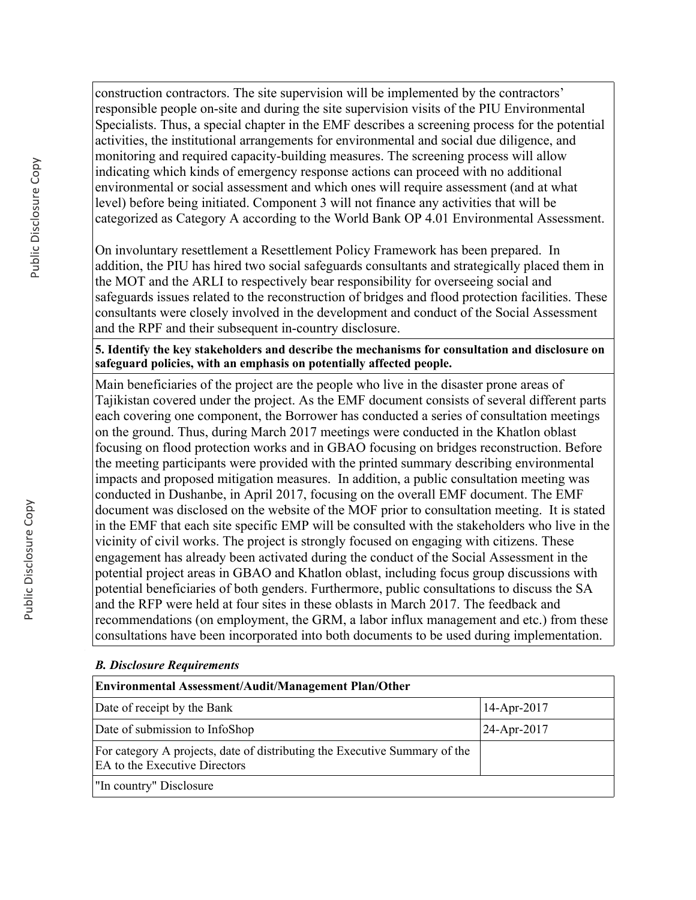construction contractors. The site supervision will be implemented by the contractors' responsible people on-site and during the site supervision visits of the PIU Environmental Specialists. Thus, a special chapter in the EMF describes a screening process for the potential activities, the institutional arrangements for environmental and social due diligence, and monitoring and required capacity-building measures. The screening process will allow indicating which kinds of emergency response actions can proceed with no additional environmental or social assessment and which ones will require assessment (and at what level) before being initiated. Component 3 will not finance any activities that will be categorized as Category A according to the World Bank OP 4.01 Environmental Assessment.

On involuntary resettlement a Resettlement Policy Framework has been prepared. In addition, the PIU has hired two social safeguards consultants and strategically placed them in the MOT and the ARLI to respectively bear responsibility for overseeing social and safeguards issues related to the reconstruction of bridges and flood protection facilities. These consultants were closely involved in the development and conduct of the Social Assessment and the RPF and their subsequent in-country disclosure.

**5. Identify the key stakeholders and describe the mechanisms for consultation and disclosure on safeguard policies, with an emphasis on potentially affected people.**

Main beneficiaries of the project are the people who live in the disaster prone areas of Tajikistan covered under the project. As the EMF document consists of several different parts each covering one component, the Borrower has conducted a series of consultation meetings on the ground. Thus, during March 2017 meetings were conducted in the Khatlon oblast focusing on flood protection works and in GBAO focusing on bridges reconstruction. Before the meeting participants were provided with the printed summary describing environmental impacts and proposed mitigation measures. In addition, a public consultation meeting was conducted in Dushanbe, in April 2017, focusing on the overall EMF document. The EMF document was disclosed on the website of the MOF prior to consultation meeting. It is stated in the EMF that each site specific EMP will be consulted with the stakeholders who live in the vicinity of civil works. The project is strongly focused on engaging with citizens. These engagement has already been activated during the conduct of the Social Assessment in the potential project areas in GBAO and Khatlon oblast, including focus group discussions with potential beneficiaries of both genders. Furthermore, public consultations to discuss the SA and the RFP were held at four sites in these oblasts in March 2017. The feedback and recommendations (on employment, the GRM, a labor influx management and etc.) from these consultations have been incorporated into both documents to be used during implementation.

***B. Disclosure Requirements***

| **Environmental Assessment/Audit/Management Plan/Other** | |
|---|---|
| Date of receipt by the Bank | 14-Apr-2017 |
| Date of submission to InfoShop | 24-Apr-2017 |
| For category A projects, date of distributing the Executive Summary of the EA to the Executive Directors | |
| "In country" Disclosure | |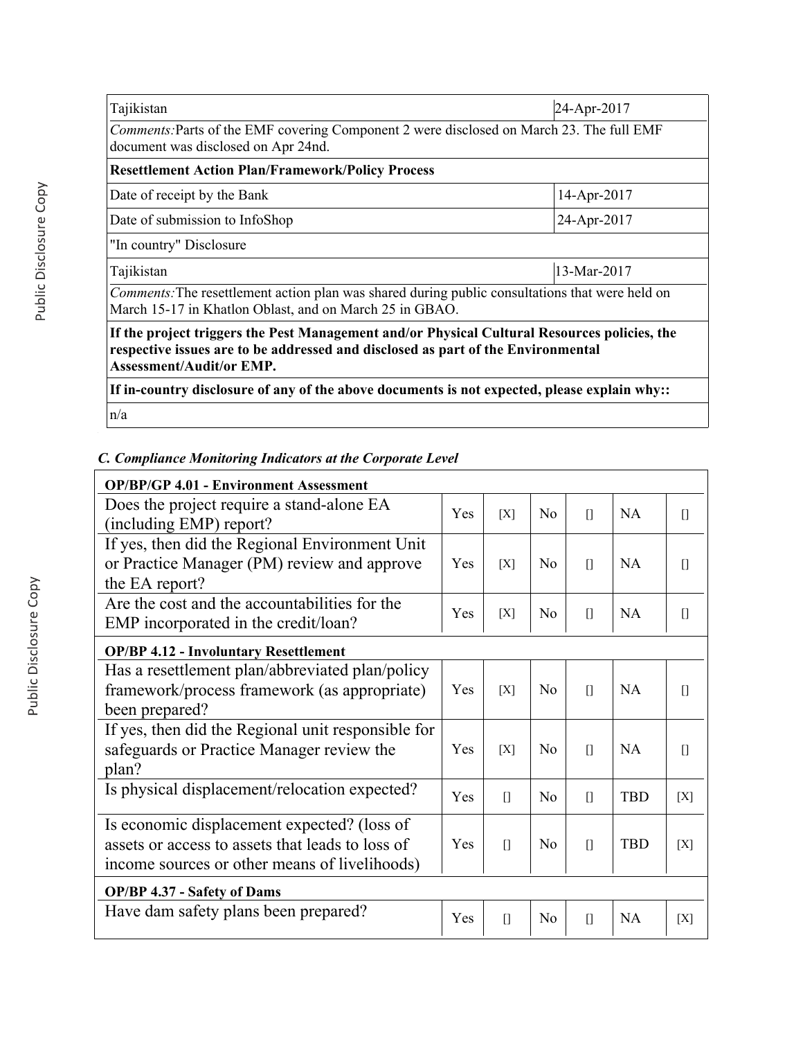| Tajikistan | 24-Apr-2017 |
|---|---|
| *Comments:* Parts of the EMF covering Component 2 were disclosed on March 23. The full EMF document was disclosed on Apr 24nd. | |
| **Resettlement Action Plan/Framework/Policy Process** | |
| Date of receipt by the Bank | 14-Apr-2017 |
| Date of submission to InfoShop | 24-Apr-2017 |
| "In country" Disclosure | |
| Tajikistan | 13-Mar-2017 |
| *Comments:* The resettlement action plan was shared during public consultations that were held on March 15-17 in Khatlon Oblast, and on March 25 in GBAO. | |
| **If the project triggers the Pest Management and/or Physical Cultural Resources policies, the respective issues are to be addressed and disclosed as part of the Environmental Assessment/Audit/or EMP.** | |
| **If in-country disclosure of any of the above documents is not expected, please explain why::** | |
| n/a | |

### *C. Compliance Monitoring Indicators at the Corporate Level*

| **OP/BP/GP 4.01 - Environment Assessment** | | | | | | |
|---|---|---|---|---|---|---|
| Does the project require a stand-alone EA (including EMP) report? | Yes | [X] | No | [] | NA | [] |
| If yes, then did the Regional Environment Unit or Practice Manager (PM) review and approve the EA report? | Yes | [X] | No | [] | NA | [] |
| Are the cost and the accountabilities for the EMP incorporated in the credit/loan? | Yes | [X] | No | [] | NA | [] |
| **OP/BP 4.12 - Involuntary Resettlement** | | | | | | |
| Has a resettlement plan/abbreviated plan/policy framework/process framework (as appropriate) been prepared? | Yes | [X] | No | [] | NA | [] |
| If yes, then did the Regional unit responsible for safeguards or Practice Manager review the plan? | Yes | [X] | No | [] | NA | [] |
| Is physical displacement/relocation expected? | Yes | [] | No | [] | TBD | [X] |
| Is economic displacement expected? (loss of assets or access to assets that leads to loss of income sources or other means of livelihoods) | Yes | [] | No | [] | TBD | [X] |
| **OP/BP 4.37 - Safety of Dams** | | | | | | |
| Have dam safety plans been prepared? | Yes | [] | No | [] | NA | [X] |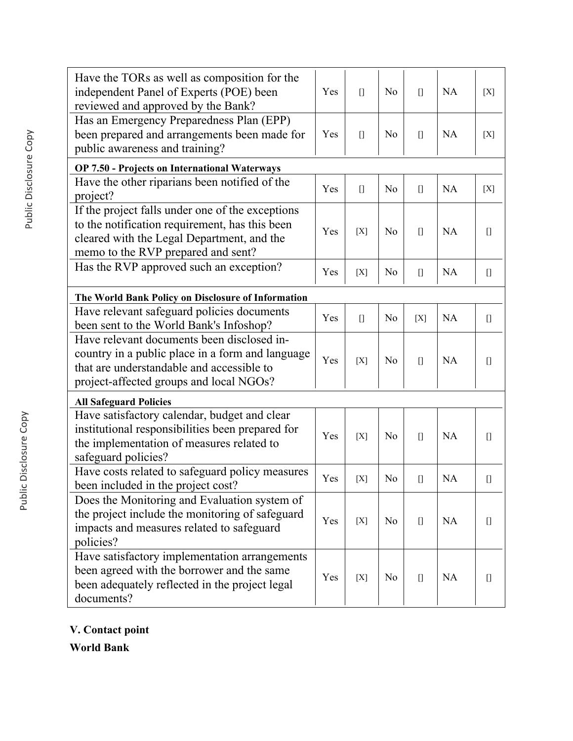| | | | | | | |
|---|---|---|---|---|---|---|
| Have the TORs as well as composition for the independent Panel of Experts (POE) been reviewed and approved by the Bank? | Yes | [] | No | [] | NA | [X] |
| Has an Emergency Preparedness Plan (EPP) been prepared and arrangements been made for public awareness and training? | Yes | [] | No | [] | NA | [X] |
| **OP 7.50 - Projects on International Waterways** | | | | | | |
| Have the other riparians been notified of the project? | Yes | [] | No | [] | NA | [X] |
| If the project falls under one of the exceptions to the notification requirement, has this been cleared with the Legal Department, and the memo to the RVP prepared and sent? | Yes | [X] | No | [] | NA | [] |
| Has the RVP approved such an exception? | Yes | [X] | No | [] | NA | [] |
| **The World Bank Policy on Disclosure of Information** | | | | | | |
| Have relevant safeguard policies documents been sent to the World Bank's Infoshop? | Yes | [] | No | [X] | NA | [] |
| Have relevant documents been disclosed in-country in a public place in a form and language that are understandable and accessible to project-affected groups and local NGOs? | Yes | [X] | No | [] | NA | [] |
| **All Safeguard Policies** | | | | | | |
| Have satisfactory calendar, budget and clear institutional responsibilities been prepared for the implementation of measures related to safeguard policies? | Yes | [X] | No | [] | NA | [] |
| Have costs related to safeguard policy measures been included in the project cost? | Yes | [X] | No | [] | NA | [] |
| Does the Monitoring and Evaluation system of the project include the monitoring of safeguard impacts and measures related to safeguard policies? | Yes | [X] | No | [] | NA | [] |
| Have satisfactory implementation arrangements been agreed with the borrower and the same been adequately reflected in the project legal documents? | Yes | [X] | No | [] | NA | [] |

**V. Contact point**

**World Bank**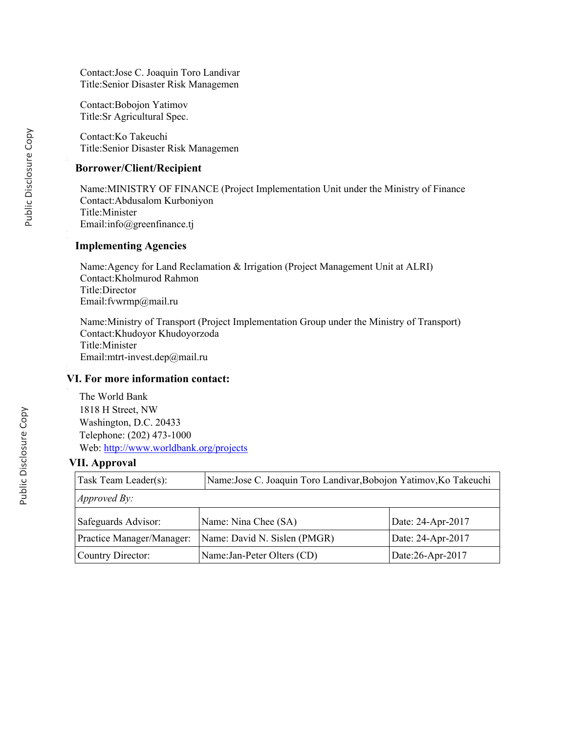Contact:Jose C. Joaquin Toro Landivar
Title:Senior Disaster Risk Managemen

Contact:Bobojon Yatimov
Title:Sr Agricultural Spec.

Contact:Ko Takeuchi
Title:Senior Disaster Risk Managemen

**Borrower/Client/Recipient**

Name:MINISTRY OF FINANCE (Project Implementation Unit under the Ministry of Finance
Contact:Abdusalom Kurboniyon
Title:Minister
Email:info@greenfinance.tj

**Implementing Agencies**

Name:Agency for Land Reclamation & Irrigation (Project Management Unit at ALRI)
Contact:Kholmurod Rahmon
Title:Director
Email:fvwrmp@mail.ru

Name:Ministry of Transport (Project Implementation Group under the Ministry of Transport)
Contact:Khudoyor Khudoyorzoda
Title:Minister
Email:mtrt-invest.dep@mail.ru

## VI. For more information contact:

The World Bank
1818 H Street, NW
Washington, D.C. 20433
Telephone: (202) 473-1000
Web: http://www.worldbank.org/projects

## VII. Approval

| | | |
|---|---|---|
| Task Team Leader(s): | Name:Jose C. Joaquin Toro Landivar,Bobojon Yatimov,Ko Takeuchi | |
| *Approved By:* | | |
| Safeguards Advisor: | Name: Nina Chee (SA) | Date: 24-Apr-2017 |
| Practice Manager/Manager: | Name: David N. Sislen (PMGR) | Date: 24-Apr-2017 |
| Country Director: | Name:Jan-Peter Olters (CD) | Date:26-Apr-2017 |